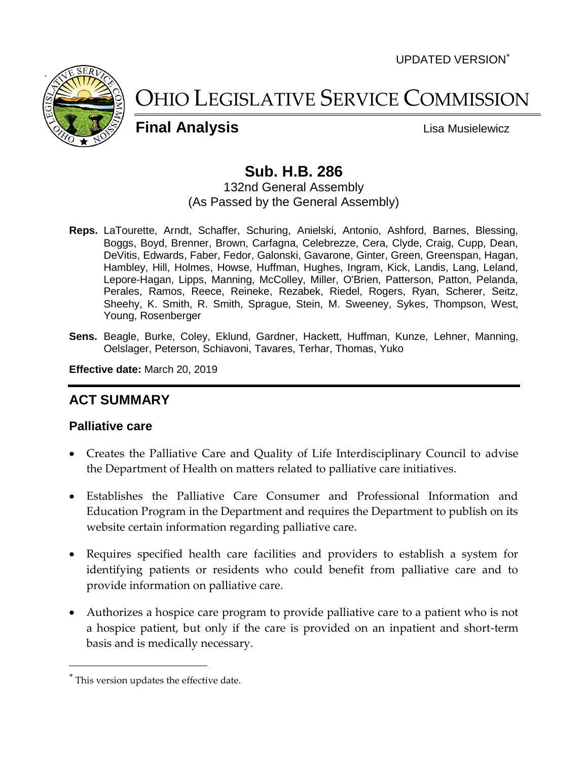UPDATED VERSION*

# OHIO LEGISLATIVE SERVICE COMMISSION

**Final Analysis** Lisa Musielewicz

## Sub. H.B. 286

132nd General Assembly
(As Passed by the General Assembly)

**Reps.** LaTourette, Arndt, Schaffer, Schuring, Anielski, Antonio, Ashford, Barnes, Blessing, Boggs, Boyd, Brenner, Brown, Carfagna, Celebrezze, Cera, Clyde, Craig, Cupp, Dean, DeVitis, Edwards, Faber, Fedor, Galonski, Gavarone, Ginter, Green, Greenspan, Hagan, Hambley, Hill, Holmes, Howse, Huffman, Hughes, Ingram, Kick, Landis, Lang, Leland, Lepore-Hagan, Lipps, Manning, McColley, Miller, O'Brien, Patterson, Patton, Pelanda, Perales, Ramos, Reece, Reineke, Rezabek, Riedel, Rogers, Ryan, Scherer, Seitz, Sheehy, K. Smith, R. Smith, Sprague, Stein, M. Sweeney, Sykes, Thompson, West, Young, Rosenberger

**Sens.** Beagle, Burke, Coley, Eklund, Gardner, Hackett, Huffman, Kunze, Lehner, Manning, Oelslager, Peterson, Schiavoni, Tavares, Terhar, Thomas, Yuko

**Effective date:** March 20, 2019

## ACT SUMMARY

### Palliative care

- Creates the Palliative Care and Quality of Life Interdisciplinary Council to advise the Department of Health on matters related to palliative care initiatives.
- Establishes the Palliative Care Consumer and Professional Information and Education Program in the Department and requires the Department to publish on its website certain information regarding palliative care.
- Requires specified health care facilities and providers to establish a system for identifying patients or residents who could benefit from palliative care and to provide information on palliative care.
- Authorizes a hospice care program to provide palliative care to a patient who is not a hospice patient, but only if the care is provided on an inpatient and short-term basis and is medically necessary.

* This version updates the effective date.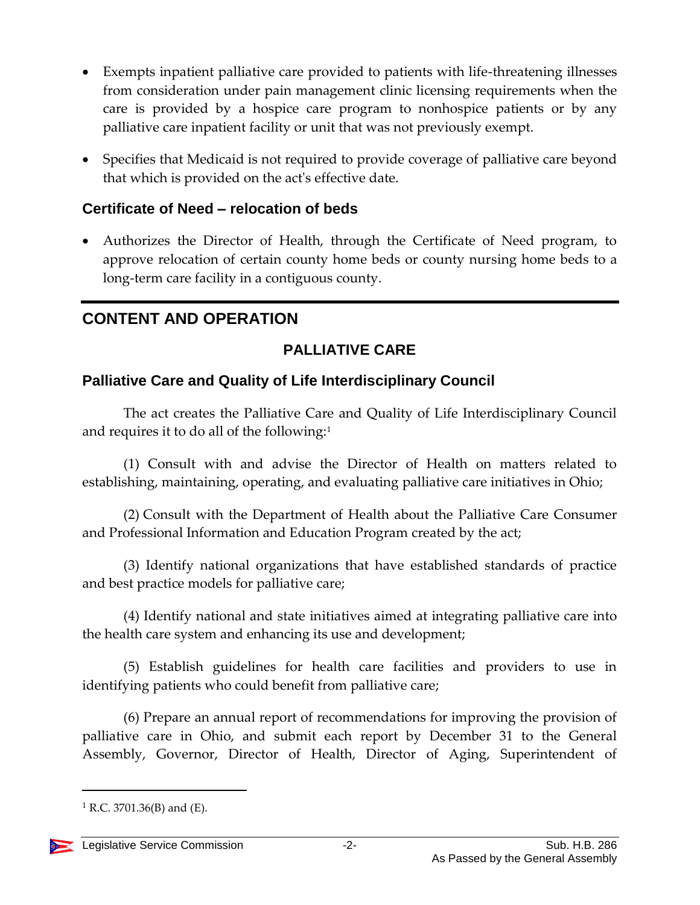- Exempts inpatient palliative care provided to patients with life-threatening illnesses from consideration under pain management clinic licensing requirements when the care is provided by a hospice care program to nonhospice patients or by any palliative care inpatient facility or unit that was not previously exempt.

- Specifies that Medicaid is not required to provide coverage of palliative care beyond that which is provided on the act's effective date.

### Certificate of Need – relocation of beds

- Authorizes the Director of Health, through the Certificate of Need program, to approve relocation of certain county home beds or county nursing home beds to a long-term care facility in a contiguous county.

## CONTENT AND OPERATION

## PALLIATIVE CARE

### Palliative Care and Quality of Life Interdisciplinary Council

The act creates the Palliative Care and Quality of Life Interdisciplinary Council and requires it to do all of the following:[1]

(1) Consult with and advise the Director of Health on matters related to establishing, maintaining, operating, and evaluating palliative care initiatives in Ohio;

(2) Consult with the Department of Health about the Palliative Care Consumer and Professional Information and Education Program created by the act;

(3) Identify national organizations that have established standards of practice and best practice models for palliative care;

(4) Identify national and state initiatives aimed at integrating palliative care into the health care system and enhancing its use and development;

(5) Establish guidelines for health care facilities and providers to use in identifying patients who could benefit from palliative care;

(6) Prepare an annual report of recommendations for improving the provision of palliative care in Ohio, and submit each report by December 31 to the General Assembly, Governor, Director of Health, Director of Aging, Superintendent of

---

[1] R.C. 3701.36(B) and (E).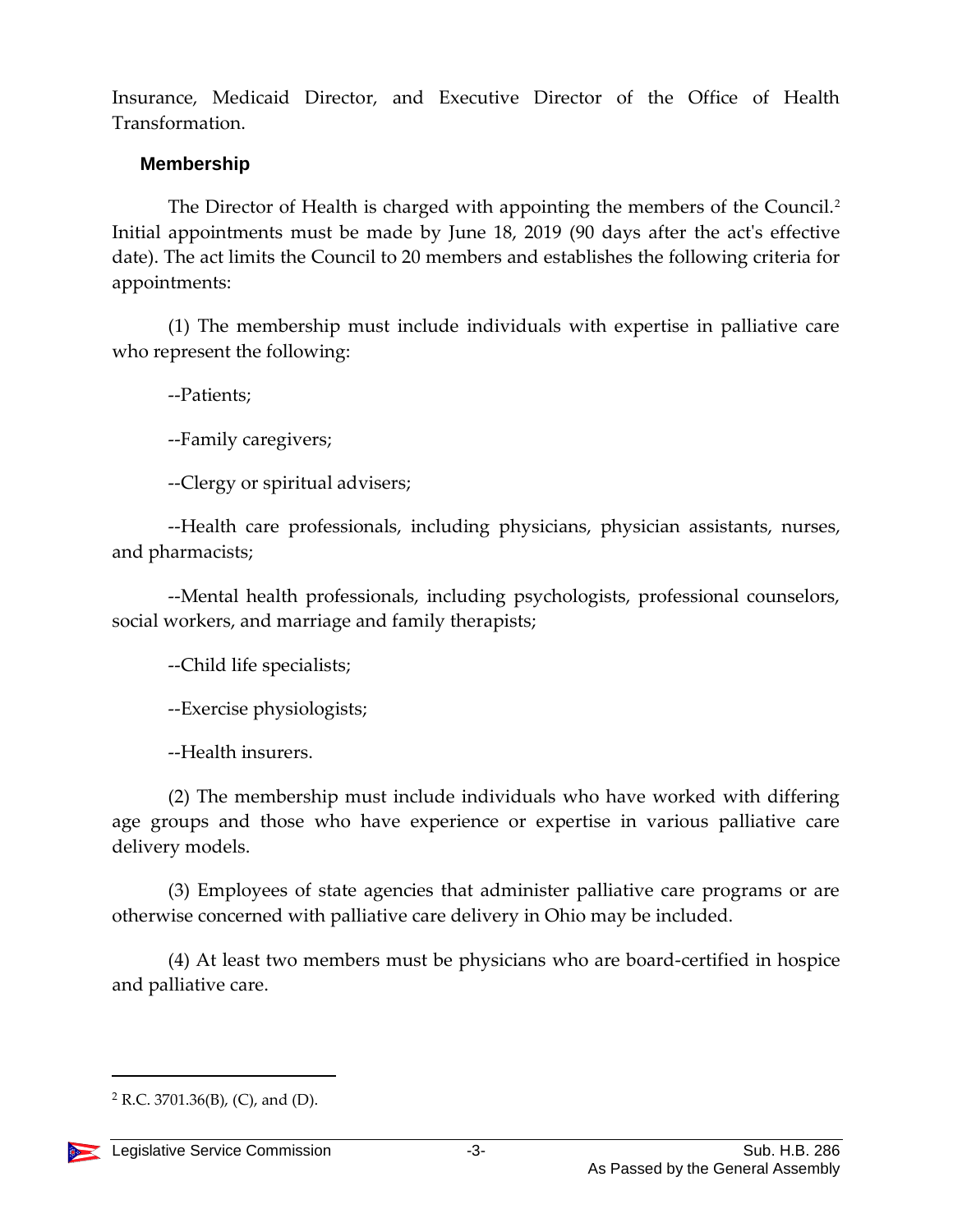Insurance, Medicaid Director, and Executive Director of the Office of Health Transformation.

### Membership

The Director of Health is charged with appointing the members of the Council.[2] Initial appointments must be made by June 18, 2019 (90 days after the act's effective date). The act limits the Council to 20 members and establishes the following criteria for appointments:

(1) The membership must include individuals with expertise in palliative care who represent the following:

--Patients;

--Family caregivers;

--Clergy or spiritual advisers;

--Health care professionals, including physicians, physician assistants, nurses, and pharmacists;

--Mental health professionals, including psychologists, professional counselors, social workers, and marriage and family therapists;

--Child life specialists;

--Exercise physiologists;

--Health insurers.

(2) The membership must include individuals who have worked with differing age groups and those who have experience or expertise in various palliative care delivery models.

(3) Employees of state agencies that administer palliative care programs or are otherwise concerned with palliative care delivery in Ohio may be included.

(4) At least two members must be physicians who are board-certified in hospice and palliative care.

---

[2] R.C. 3701.36(B), (C), and (D).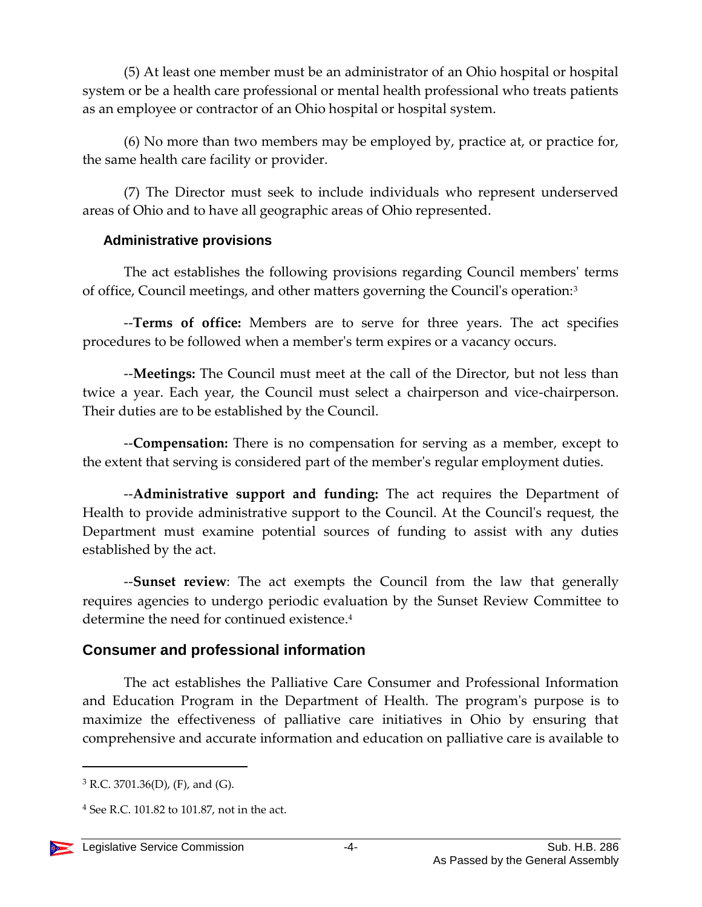(5) At least one member must be an administrator of an Ohio hospital or hospital system or be a health care professional or mental health professional who treats patients as an employee or contractor of an Ohio hospital or hospital system.

(6) No more than two members may be employed by, practice at, or practice for, the same health care facility or provider.

(7) The Director must seek to include individuals who represent underserved areas of Ohio and to have all geographic areas of Ohio represented.

### Administrative provisions

The act establishes the following provisions regarding Council members' terms of office, Council meetings, and other matters governing the Council's operation:[3]

--**Terms of office:** Members are to serve for three years. The act specifies procedures to be followed when a member's term expires or a vacancy occurs.

--**Meetings:** The Council must meet at the call of the Director, but not less than twice a year. Each year, the Council must select a chairperson and vice-chairperson. Their duties are to be established by the Council.

--**Compensation:** There is no compensation for serving as a member, except to the extent that serving is considered part of the member's regular employment duties.

--**Administrative support and funding:** The act requires the Department of Health to provide administrative support to the Council. At the Council's request, the Department must examine potential sources of funding to assist with any duties established by the act.

--**Sunset review**: The act exempts the Council from the law that generally requires agencies to undergo periodic evaluation by the Sunset Review Committee to determine the need for continued existence.[4]

## Consumer and professional information

The act establishes the Palliative Care Consumer and Professional Information and Education Program in the Department of Health. The program's purpose is to maximize the effectiveness of palliative care initiatives in Ohio by ensuring that comprehensive and accurate information and education on palliative care is available to

---

[3] R.C. 3701.36(D), (F), and (G).

[4] See R.C. 101.82 to 101.87, not in the act.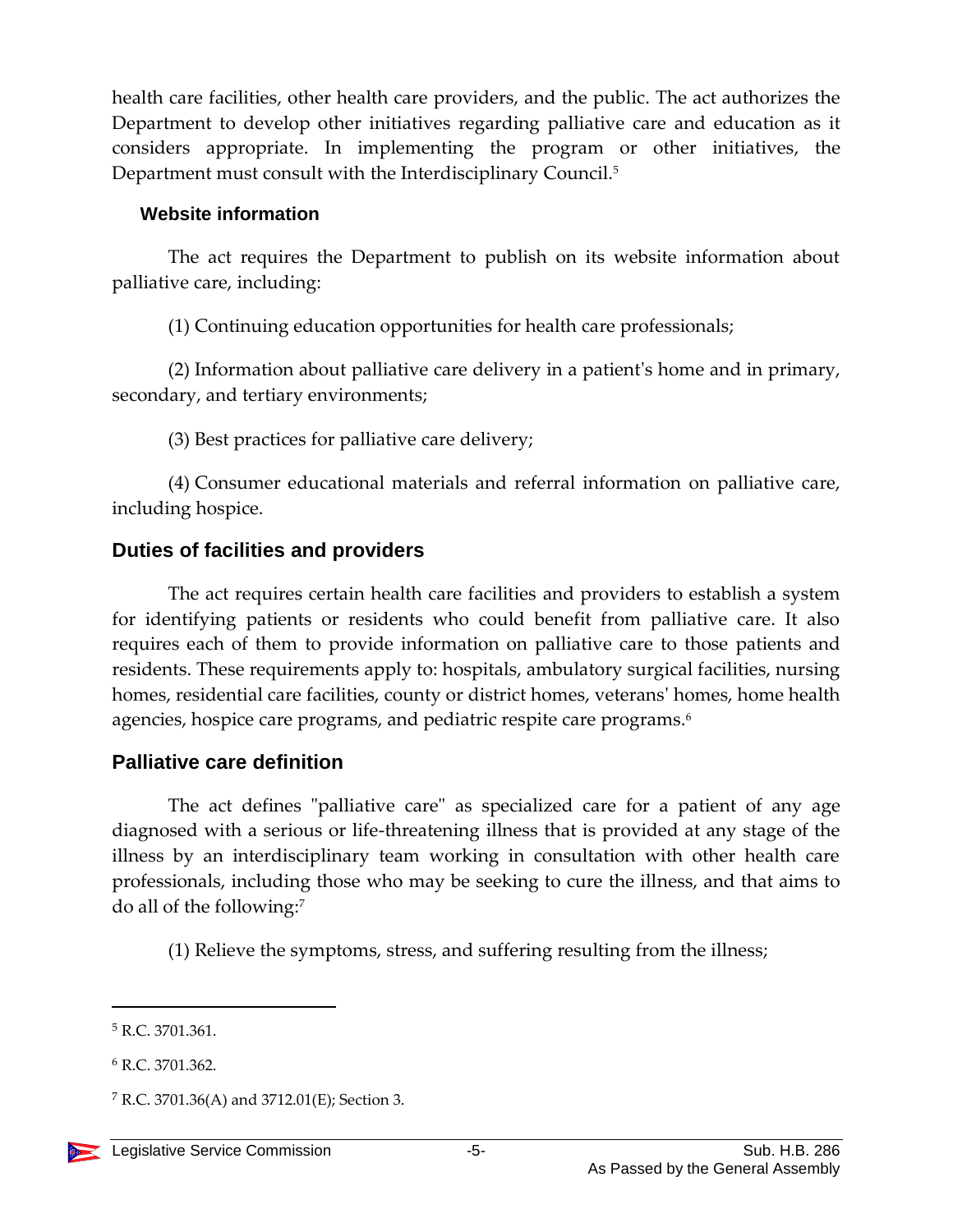health care facilities, other health care providers, and the public. The act authorizes the Department to develop other initiatives regarding palliative care and education as it considers appropriate. In implementing the program or other initiatives, the Department must consult with the Interdisciplinary Council.[5]

### Website information

The act requires the Department to publish on its website information about palliative care, including:

(1) Continuing education opportunities for health care professionals;

(2) Information about palliative care delivery in a patient's home and in primary, secondary, and tertiary environments;

(3) Best practices for palliative care delivery;

(4) Consumer educational materials and referral information on palliative care, including hospice.

## Duties of facilities and providers

The act requires certain health care facilities and providers to establish a system for identifying patients or residents who could benefit from palliative care. It also requires each of them to provide information on palliative care to those patients and residents. These requirements apply to: hospitals, ambulatory surgical facilities, nursing homes, residential care facilities, county or district homes, veterans' homes, home health agencies, hospice care programs, and pediatric respite care programs.[6]

## Palliative care definition

The act defines "palliative care" as specialized care for a patient of any age diagnosed with a serious or life-threatening illness that is provided at any stage of the illness by an interdisciplinary team working in consultation with other health care professionals, including those who may be seeking to cure the illness, and that aims to do all of the following:[7]

(1) Relieve the symptoms, stress, and suffering resulting from the illness;

---

[5] R.C. 3701.361.

[6] R.C. 3701.362.

[7] R.C. 3701.36(A) and 3712.01(E); Section 3.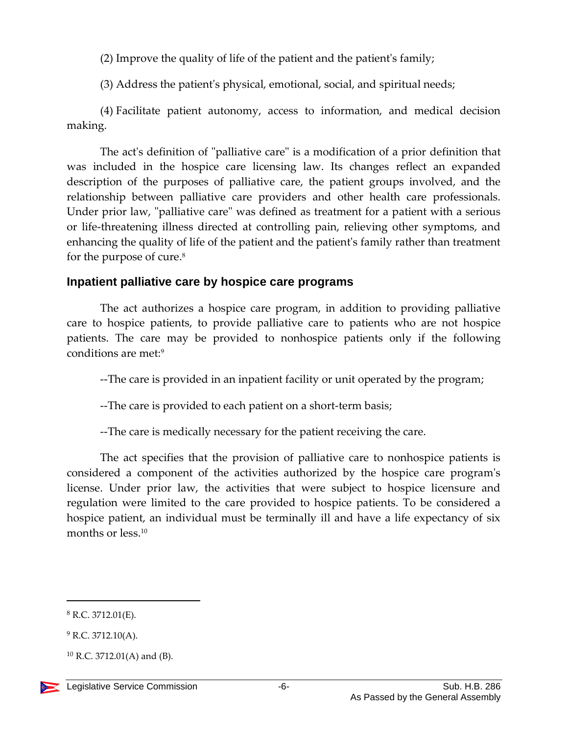(2) Improve the quality of life of the patient and the patient's family;

(3) Address the patient's physical, emotional, social, and spiritual needs;

(4) Facilitate patient autonomy, access to information, and medical decision making.

The act's definition of "palliative care" is a modification of a prior definition that was included in the hospice care licensing law. Its changes reflect an expanded description of the purposes of palliative care, the patient groups involved, and the relationship between palliative care providers and other health care professionals. Under prior law, "palliative care" was defined as treatment for a patient with a serious or life-threatening illness directed at controlling pain, relieving other symptoms, and enhancing the quality of life of the patient and the patient's family rather than treatment for the purpose of cure.[8]

## Inpatient palliative care by hospice care programs

The act authorizes a hospice care program, in addition to providing palliative care to hospice patients, to provide palliative care to patients who are not hospice patients. The care may be provided to nonhospice patients only if the following conditions are met:[9]

--The care is provided in an inpatient facility or unit operated by the program;

--The care is provided to each patient on a short-term basis;

--The care is medically necessary for the patient receiving the care.

The act specifies that the provision of palliative care to nonhospice patients is considered a component of the activities authorized by the hospice care program's license. Under prior law, the activities that were subject to hospice licensure and regulation were limited to the care provided to hospice patients. To be considered a hospice patient, an individual must be terminally ill and have a life expectancy of six months or less.[10]

---

[8] R.C. 3712.01(E).

[9] R.C. 3712.10(A).

[10] R.C. 3712.01(A) and (B).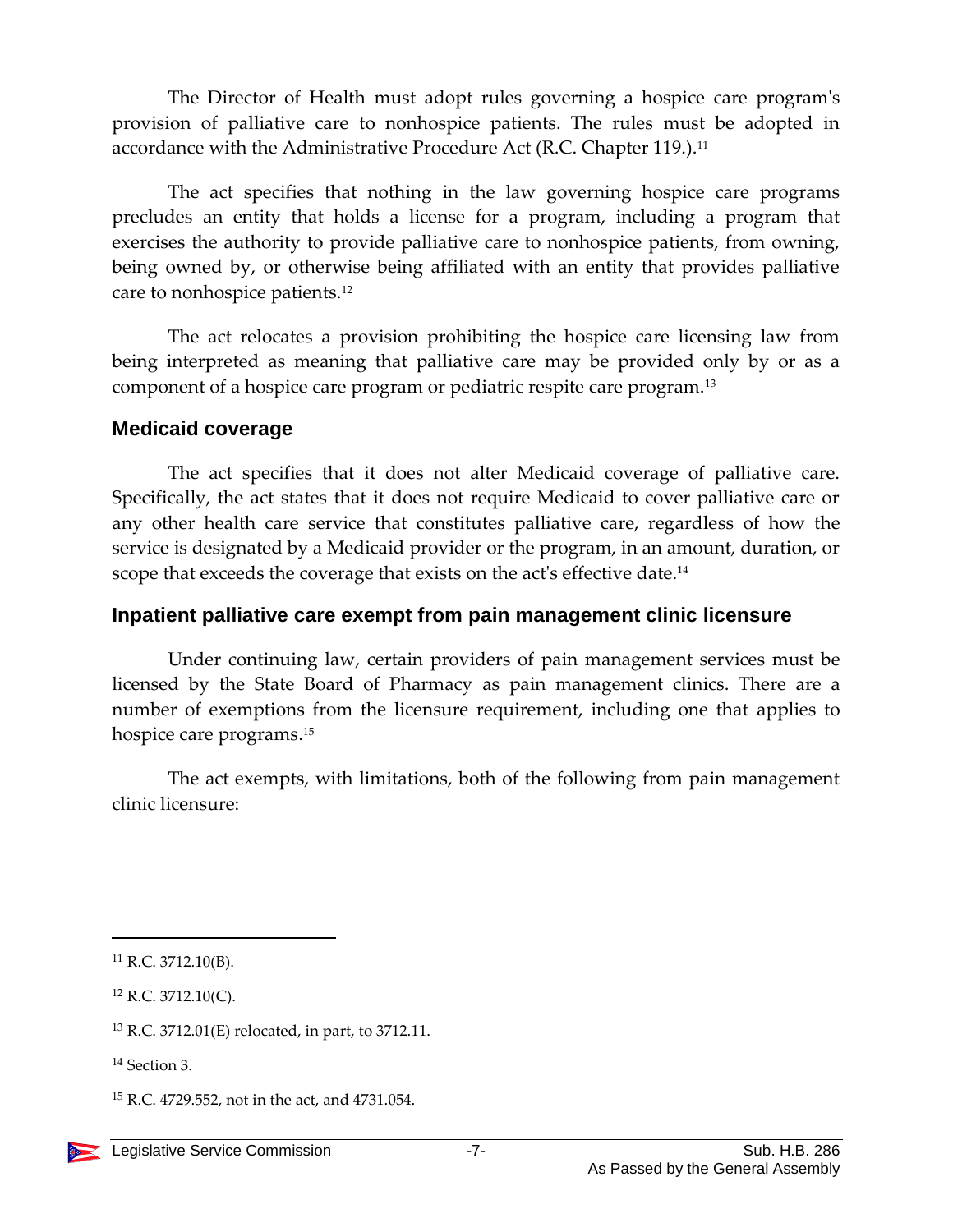The Director of Health must adopt rules governing a hospice care program's provision of palliative care to nonhospice patients. The rules must be adopted in accordance with the Administrative Procedure Act (R.C. Chapter 119.).[11]

The act specifies that nothing in the law governing hospice care programs precludes an entity that holds a license for a program, including a program that exercises the authority to provide palliative care to nonhospice patients, from owning, being owned by, or otherwise being affiliated with an entity that provides palliative care to nonhospice patients.[12]

The act relocates a provision prohibiting the hospice care licensing law from being interpreted as meaning that palliative care may be provided only by or as a component of a hospice care program or pediatric respite care program.[13]

### Medicaid coverage

The act specifies that it does not alter Medicaid coverage of palliative care. Specifically, the act states that it does not require Medicaid to cover palliative care or any other health care service that constitutes palliative care, regardless of how the service is designated by a Medicaid provider or the program, in an amount, duration, or scope that exceeds the coverage that exists on the act's effective date.[14]

### Inpatient palliative care exempt from pain management clinic licensure

Under continuing law, certain providers of pain management services must be licensed by the State Board of Pharmacy as pain management clinics. There are a number of exemptions from the licensure requirement, including one that applies to hospice care programs.[15]

The act exempts, with limitations, both of the following from pain management clinic licensure:

---

[11] R.C. 3712.10(B).

[12] R.C. 3712.10(C).

[13] R.C. 3712.01(E) relocated, in part, to 3712.11.

[14] Section 3.

[15] R.C. 4729.552, not in the act, and 4731.054.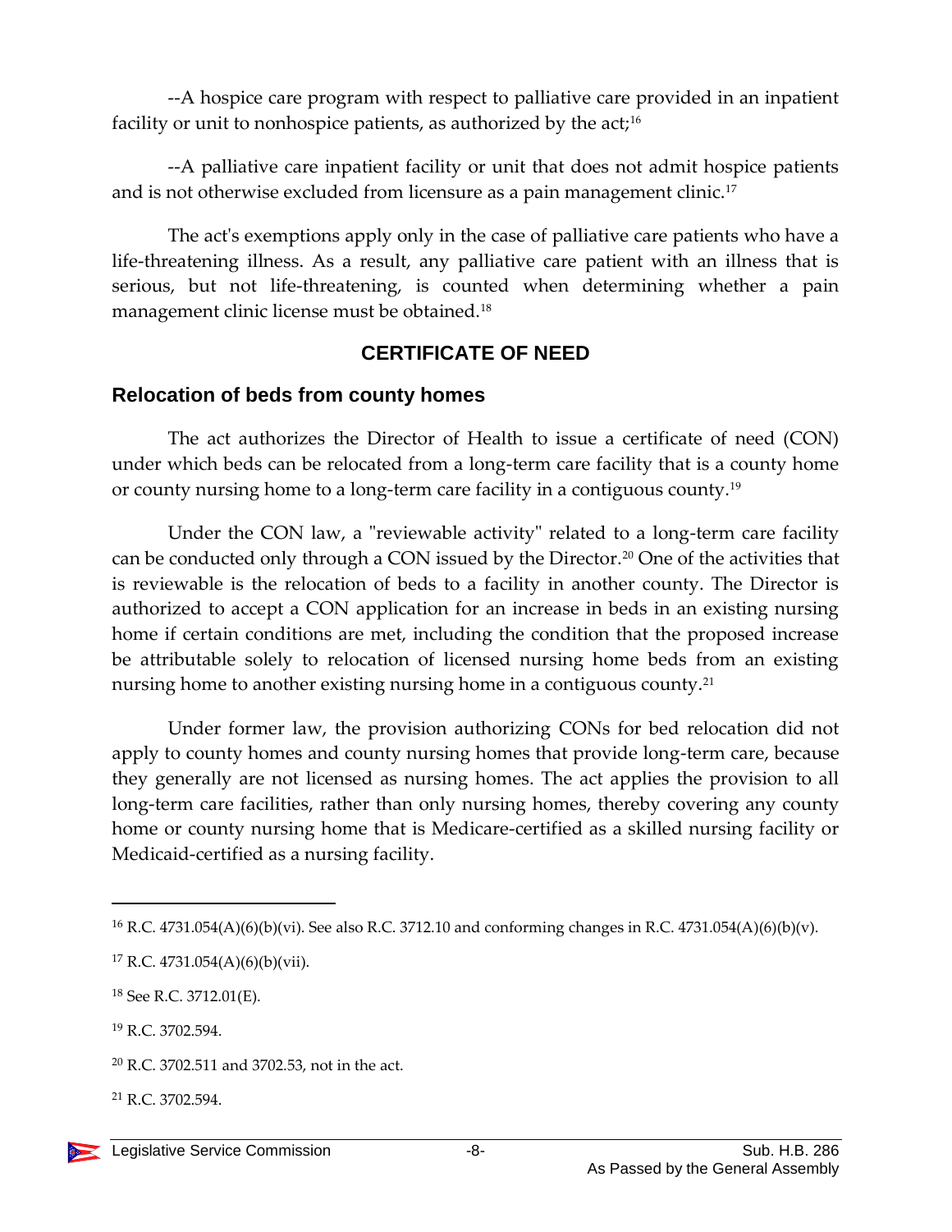--A hospice care program with respect to palliative care provided in an inpatient facility or unit to nonhospice patients, as authorized by the act;[16]

--A palliative care inpatient facility or unit that does not admit hospice patients and is not otherwise excluded from licensure as a pain management clinic.[17]

The act's exemptions apply only in the case of palliative care patients who have a life-threatening illness. As a result, any palliative care patient with an illness that is serious, but not life-threatening, is counted when determining whether a pain management clinic license must be obtained.[18]

## CERTIFICATE OF NEED

### Relocation of beds from county homes

The act authorizes the Director of Health to issue a certificate of need (CON) under which beds can be relocated from a long-term care facility that is a county home or county nursing home to a long-term care facility in a contiguous county.[19]

Under the CON law, a "reviewable activity" related to a long-term care facility can be conducted only through a CON issued by the Director.[20] One of the activities that is reviewable is the relocation of beds to a facility in another county. The Director is authorized to accept a CON application for an increase in beds in an existing nursing home if certain conditions are met, including the condition that the proposed increase be attributable solely to relocation of licensed nursing home beds from an existing nursing home to another existing nursing home in a contiguous county.[21]

Under former law, the provision authorizing CONs for bed relocation did not apply to county homes and county nursing homes that provide long-term care, because they generally are not licensed as nursing homes. The act applies the provision to all long-term care facilities, rather than only nursing homes, thereby covering any county home or county nursing home that is Medicare-certified as a skilled nursing facility or Medicaid-certified as a nursing facility.

---

[16] R.C. 4731.054(A)(6)(b)(vi). See also R.C. 3712.10 and conforming changes in R.C. 4731.054(A)(6)(b)(v).

[17] R.C. 4731.054(A)(6)(b)(vii).

[18] See R.C. 3712.01(E).

[19] R.C. 3702.594.

[20] R.C. 3702.511 and 3702.53, not in the act.

[21] R.C. 3702.594.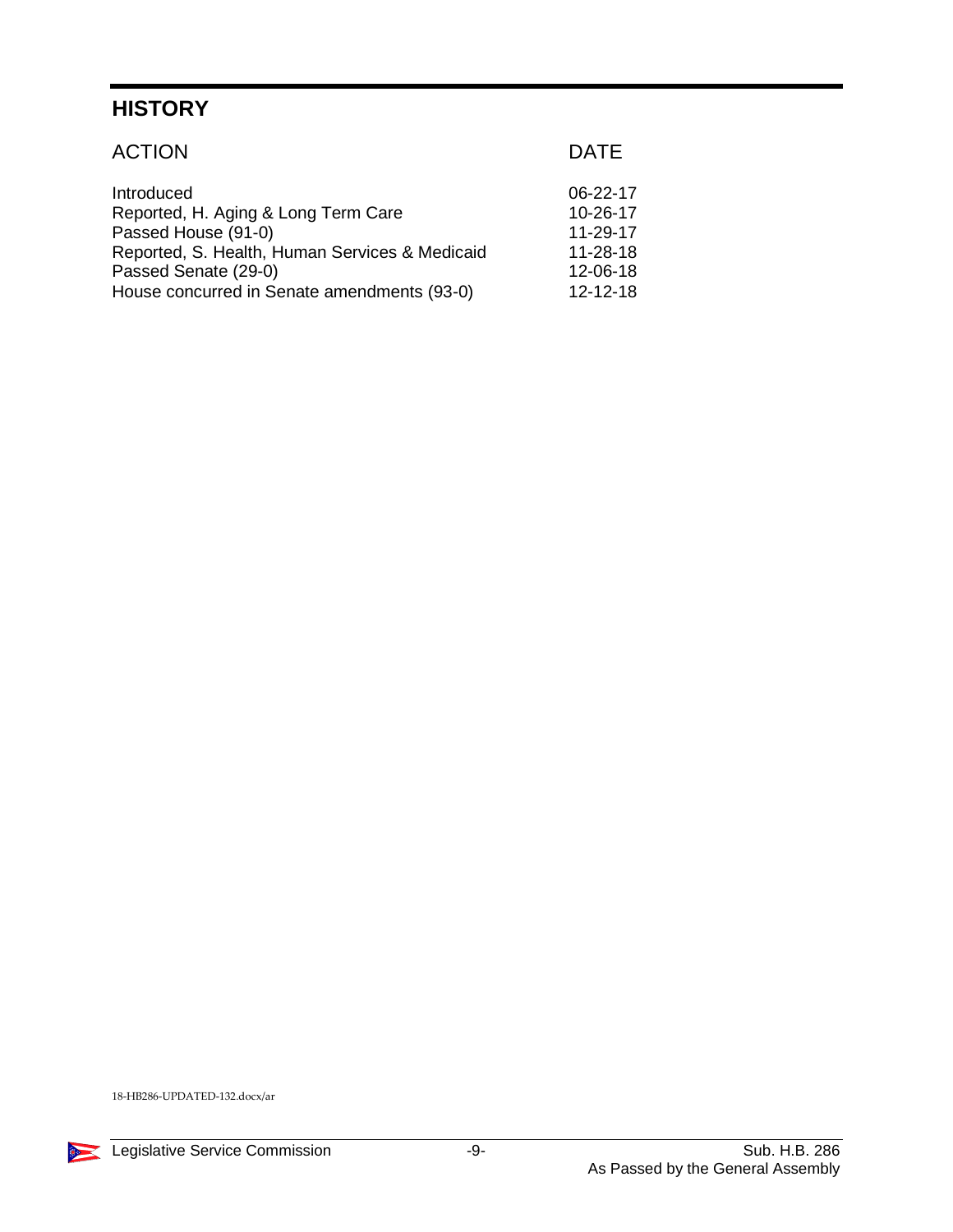## HISTORY

| ACTION | DATE |
|---|---|
| Introduced | 06-22-17 |
| Reported, H. Aging & Long Term Care | 10-26-17 |
| Passed House (91-0) | 11-29-17 |
| Reported, S. Health, Human Services & Medicaid | 11-28-18 |
| Passed Senate (29-0) | 12-06-18 |
| House concurred in Senate amendments (93-0) | 12-12-18 |

18-HB286-UPDATED-132.docx/ar